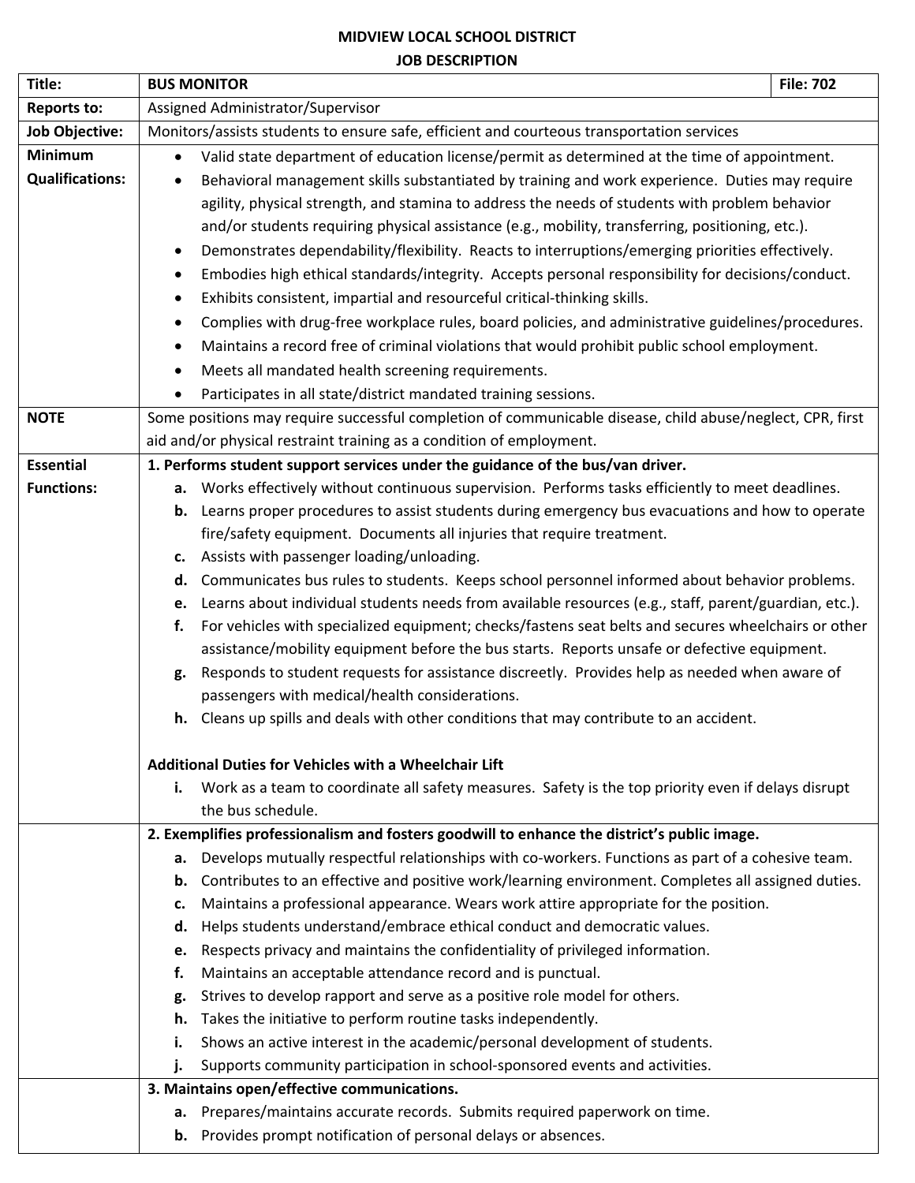**MIDVIEW LOCAL SCHOOL DISTRICT**
**JOB DESCRIPTION**

| **Title:** | **BUS MONITOR** | **File: 702** |
|---|---|---|
| **Reports to:** | Assigned Administrator/Supervisor | |
| **Job Objective:** | Monitors/assists students to ensure safe, efficient and courteous transportation services | |
| **Minimum Qualifications:** | • Valid state department of education license/permit as determined at the time of appointment.<br>• Behavioral management skills substantiated by training and work experience. Duties may require agility, physical strength, and stamina to address the needs of students with problem behavior and/or students requiring physical assistance (e.g., mobility, transferring, positioning, etc.).<br>• Demonstrates dependability/flexibility. Reacts to interruptions/emerging priorities effectively.<br>• Embodies high ethical standards/integrity. Accepts personal responsibility for decisions/conduct.<br>• Exhibits consistent, impartial and resourceful critical-thinking skills.<br>• Complies with drug-free workplace rules, board policies, and administrative guidelines/procedures.<br>• Maintains a record free of criminal violations that would prohibit public school employment.<br>• Meets all mandated health screening requirements.<br>• Participates in all state/district mandated training sessions. | |
| **NOTE** | Some positions may require successful completion of communicable disease, child abuse/neglect, CPR, first aid and/or physical restraint training as a condition of employment. | |
| **Essential Functions:** | **1. Performs student support services under the guidance of the bus/van driver.**<br>**a.** Works effectively without continuous supervision. Performs tasks efficiently to meet deadlines.<br>**b.** Learns proper procedures to assist students during emergency bus evacuations and how to operate fire/safety equipment. Documents all injuries that require treatment.<br>**c.** Assists with passenger loading/unloading.<br>**d.** Communicates bus rules to students. Keeps school personnel informed about behavior problems.<br>**e.** Learns about individual students needs from available resources (e.g., staff, parent/guardian, etc.).<br>**f.** For vehicles with specialized equipment; checks/fastens seat belts and secures wheelchairs or other assistance/mobility equipment before the bus starts. Reports unsafe or defective equipment.<br>**g.** Responds to student requests for assistance discreetly. Provides help as needed when aware of passengers with medical/health considerations.<br>**h.** Cleans up spills and deals with other conditions that may contribute to an accident.<br><br>**Additional Duties for Vehicles with a Wheelchair Lift**<br>**i.** Work as a team to coordinate all safety measures. Safety is the top priority even if delays disrupt the bus schedule. | |
| | **2. Exemplifies professionalism and fosters goodwill to enhance the district's public image.**<br>**a.** Develops mutually respectful relationships with co-workers. Functions as part of a cohesive team.<br>**b.** Contributes to an effective and positive work/learning environment. Completes all assigned duties.<br>**c.** Maintains a professional appearance. Wears work attire appropriate for the position.<br>**d.** Helps students understand/embrace ethical conduct and democratic values.<br>**e.** Respects privacy and maintains the confidentiality of privileged information.<br>**f.** Maintains an acceptable attendance record and is punctual.<br>**g.** Strives to develop rapport and serve as a positive role model for others.<br>**h.** Takes the initiative to perform routine tasks independently.<br>**i.** Shows an active interest in the academic/personal development of students.<br>**j.** Supports community participation in school-sponsored events and activities. | |
| | **3. Maintains open/effective communications.**<br>**a.** Prepares/maintains accurate records. Submits required paperwork on time.<br>**b.** Provides prompt notification of personal delays or absences. | |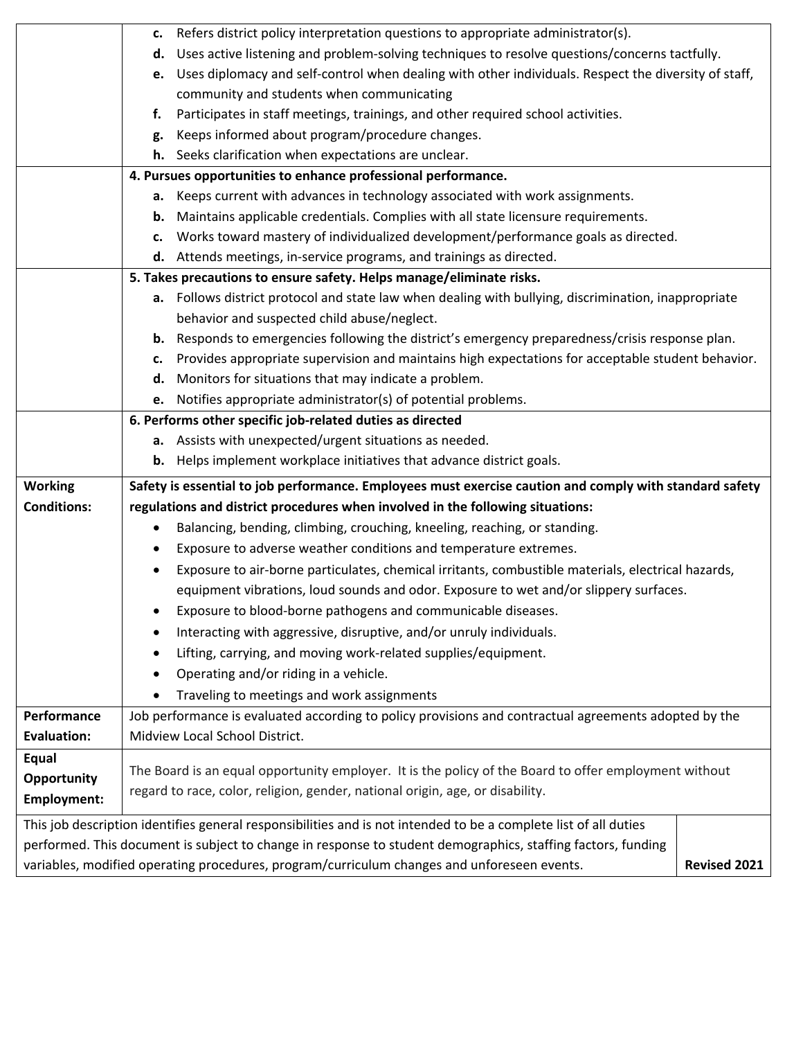| | |
|---|---|
| | **c.** Refers district policy interpretation questions to appropriate administrator(s).<br>**d.** Uses active listening and problem-solving techniques to resolve questions/concerns tactfully.<br>**e.** Uses diplomacy and self-control when dealing with other individuals. Respect the diversity of staff, community and students when communicating<br>**f.** Participates in staff meetings, trainings, and other required school activities.<br>**g.** Keeps informed about program/procedure changes.<br>**h.** Seeks clarification when expectations are unclear. |
| | **4. Pursues opportunities to enhance professional performance.**<br>**a.** Keeps current with advances in technology associated with work assignments.<br>**b.** Maintains applicable credentials. Complies with all state licensure requirements.<br>**c.** Works toward mastery of individualized development/performance goals as directed.<br>**d.** Attends meetings, in-service programs, and trainings as directed. |
| | **5. Takes precautions to ensure safety. Helps manage/eliminate risks.**<br>**a.** Follows district protocol and state law when dealing with bullying, discrimination, inappropriate behavior and suspected child abuse/neglect.<br>**b.** Responds to emergencies following the district's emergency preparedness/crisis response plan.<br>**c.** Provides appropriate supervision and maintains high expectations for acceptable student behavior.<br>**d.** Monitors for situations that may indicate a problem.<br>**e.** Notifies appropriate administrator(s) of potential problems. |
| | **6. Performs other specific job-related duties as directed**<br>**a.** Assists with unexpected/urgent situations as needed.<br>**b.** Helps implement workplace initiatives that advance district goals. |
| **Working Conditions:** | **Safety is essential to job performance. Employees must exercise caution and comply with standard safety regulations and district procedures when involved in the following situations:**<br>• Balancing, bending, climbing, crouching, kneeling, reaching, or standing.<br>• Exposure to adverse weather conditions and temperature extremes.<br>• Exposure to air-borne particulates, chemical irritants, combustible materials, electrical hazards, equipment vibrations, loud sounds and odor. Exposure to wet and/or slippery surfaces.<br>• Exposure to blood-borne pathogens and communicable diseases.<br>• Interacting with aggressive, disruptive, and/or unruly individuals.<br>• Lifting, carrying, and moving work-related supplies/equipment.<br>• Operating and/or riding in a vehicle.<br>• Traveling to meetings and work assignments |
| **Performance Evaluation:** | Job performance is evaluated according to policy provisions and contractual agreements adopted by the Midview Local School District. |
| **Equal Opportunity Employment:** | The Board is an equal opportunity employer. It is the policy of the Board to offer employment without regard to race, color, religion, gender, national origin, age, or disability. |

| | |
|---|---|
| This job description identifies general responsibilities and is not intended to be a complete list of all duties performed. This document is subject to change in response to student demographics, staffing factors, funding variables, modified operating procedures, program/curriculum changes and unforeseen events. | **Revised 2021** |